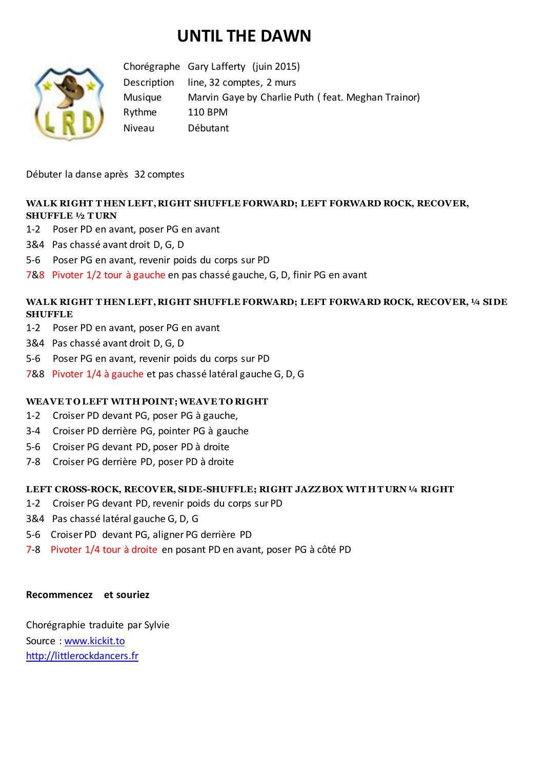# UNTIL THE DAWN

| | |
|---|---|
| Chorégraphe | Gary Lafferty (juin 2015) |
| Description | line, 32 comptes, 2 murs |
| Musique | Marvin Gaye by Charlie Puth ( feat. Meghan Trainor) |
| Rythme | 110 BPM |
| Niveau | Débutant |

Débuter la danse après 32 comptes

**WALK RIGHT THEN LEFT, RIGHT SHUFFLE FORWARD; LEFT FORWARD ROCK, RECOVER, SHUFFLE ½ TURN**

1-2 Poser PD en avant, poser PG en avant
3&4 Pas chassé avant droit D, G, D
5-6 Poser PG en avant, revenir poids du corps sur PD
7&8 Pivoter 1/2 tour à gauche en pas chassé gauche, G, D, finir PG en avant

**WALK RIGHT THEN LEFT, RIGHT SHUFFLE FORWARD; LEFT FORWARD ROCK, RECOVER, ¼ SIDE SHUFFLE**

1-2 Poser PD en avant, poser PG en avant
3&4 Pas chassé avant droit D, G, D
5-6 Poser PG en avant, revenir poids du corps sur PD
7&8 Pivoter 1/4 à gauche et pas chassé latéral gauche G, D, G

**WEAVE TO LEFT WITH POINT; WEAVE TO RIGHT**

1-2 Croiser PD devant PG, poser PG à gauche,
3-4 Croiser PD derrière PG, pointer PG à gauche
5-6 Croiser PG devant PD, poser PD à droite
7-8 Croiser PG derrière PD, poser PD à droite

**LEFT CROSS-ROCK, RECOVER, SIDE-SHUFFLE; RIGHT JAZZ BOX WITH TURN ¼ RIGHT**

1-2 Croiser PG devant PD, revenir poids du corps sur PD
3&4 Pas chassé latéral gauche G, D, G
5-6 Croiser PD devant PG, aligner PG derrière PD
7-8 Pivoter 1/4 tour à droite en posant PD en avant, poser PG à côté PD

**Recommencez et souriez**

Chorégraphie traduite par Sylvie
Source : [www.kickit.to](www.kickit.to)
[http://littlerockdancers.fr](http://littlerockdancers.fr)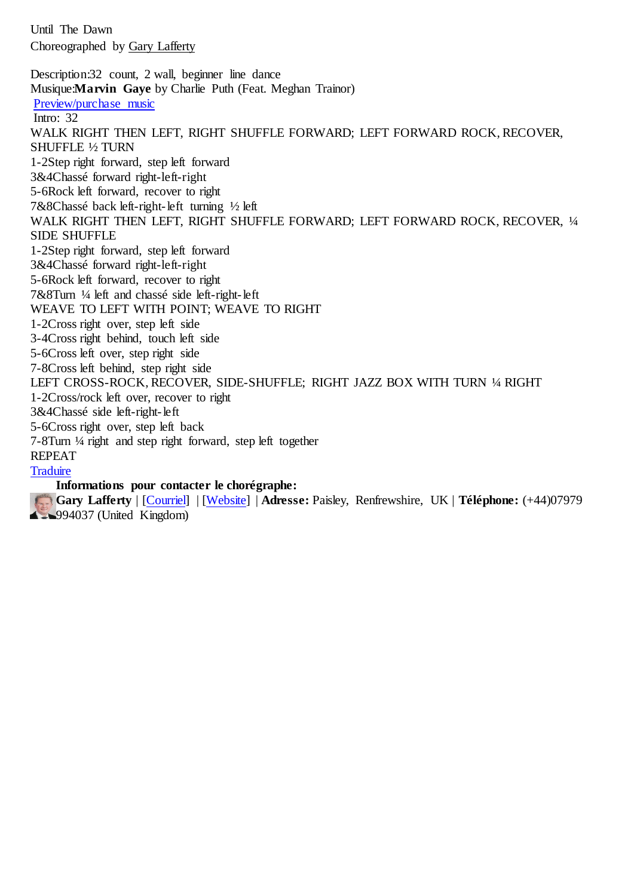Until The Dawn

Choreographed by Gary Lafferty

Description:32 count, 2 wall, beginner line dance

Musique:**Marvin Gaye** by Charlie Puth (Feat. Meghan Trainor)

Preview/purchase music

Intro: 32

WALK RIGHT THEN LEFT, RIGHT SHUFFLE FORWARD; LEFT FORWARD ROCK, RECOVER, SHUFFLE ½ TURN

1-2Step right forward, step left forward

3&4Chassé forward right-left-right

5-6Rock left forward, recover to right

7&8Chassé back left-right-left turning ½ left

WALK RIGHT THEN LEFT, RIGHT SHUFFLE FORWARD; LEFT FORWARD ROCK, RECOVER, ¼ SIDE SHUFFLE

1-2Step right forward, step left forward

3&4Chassé forward right-left-right

5-6Rock left forward, recover to right

7&8Turn ¼ left and chassé side left-right-left

WEAVE TO LEFT WITH POINT; WEAVE TO RIGHT

1-2Cross right over, step left side

3-4Cross right behind, touch left side

5-6Cross left over, step right side

7-8Cross left behind, step right side

LEFT CROSS-ROCK, RECOVER, SIDE-SHUFFLE; RIGHT JAZZ BOX WITH TURN ¼ RIGHT

1-2Cross/rock left over, recover to right

3&4Chassé side left-right-left

5-6Cross right over, step left back

7-8Turn ¼ right and step right forward, step left together

REPEAT

Traduire

**Informations pour contacter le chorégraphe:**

**Gary Lafferty** | [Courriel] | [Website] | **Adresse:** Paisley, Renfrewshire, UK | **Téléphone:** (+44)07979 994037 (United Kingdom)